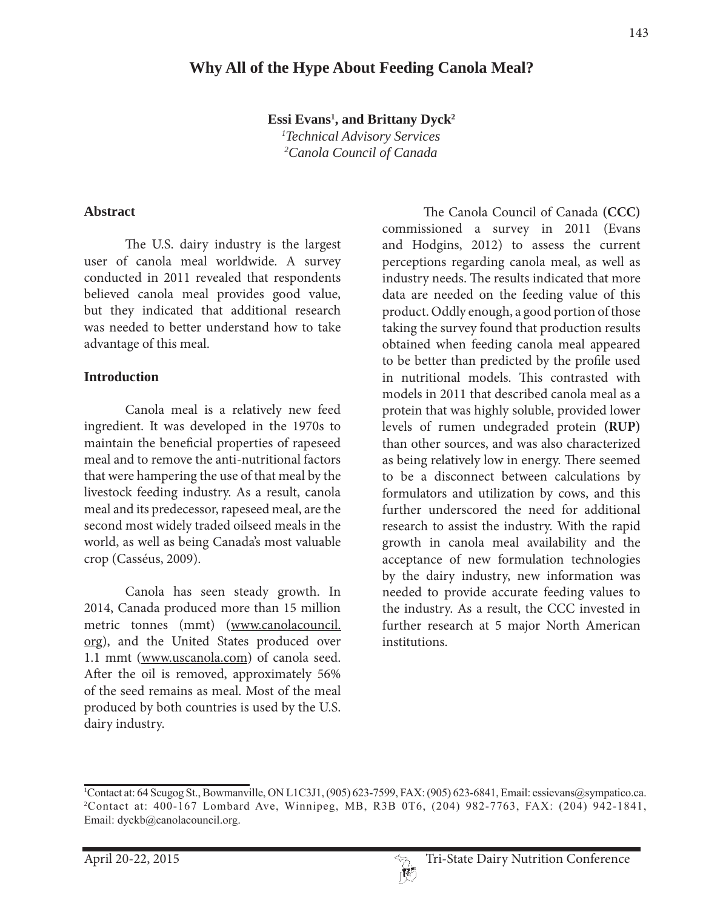# Why All of the Hype About Feeding Canola Meal?

**Essi Evans[1], and Brittany Dyck[2]**

*[1]Technical Advisory Services*
*[2]Canola Council of Canada*

## Abstract

The U.S. dairy industry is the largest user of canola meal worldwide. A survey conducted in 2011 revealed that respondents believed canola meal provides good value, but they indicated that additional research was needed to better understand how to take advantage of this meal.

## Introduction

Canola meal is a relatively new feed ingredient. It was developed in the 1970s to maintain the beneficial properties of rapeseed meal and to remove the anti-nutritional factors that were hampering the use of that meal by the livestock feeding industry. As a result, canola meal and its predecessor, rapeseed meal, are the second most widely traded oilseed meals in the world, as well as being Canada's most valuable crop (Casséus, 2009).

Canola has seen steady growth. In 2014, Canada produced more than 15 million metric tonnes (mmt) (www.canolacouncil.org), and the United States produced over 1.1 mmt (www.uscanola.com) of canola seed. After the oil is removed, approximately 56% of the seed remains as meal. Most of the meal produced by both countries is used by the U.S. dairy industry.

The Canola Council of Canada **(CCC)** commissioned a survey in 2011 (Evans and Hodgins, 2012) to assess the current perceptions regarding canola meal, as well as industry needs. The results indicated that more data are needed on the feeding value of this product. Oddly enough, a good portion of those taking the survey found that production results obtained when feeding canola meal appeared to be better than predicted by the profile used in nutritional models. This contrasted with models in 2011 that described canola meal as a protein that was highly soluble, provided lower levels of rumen undegraded protein **(RUP)** than other sources, and was also characterized as being relatively low in energy. There seemed to be a disconnect between calculations by formulators and utilization by cows, and this further underscored the need for additional research to assist the industry. With the rapid growth in canola meal availability and the acceptance of new formulation technologies by the dairy industry, new information was needed to provide accurate feeding values to the industry. As a result, the CCC invested in further research at 5 major North American institutions.

---

[1]Contact at: 64 Scugog St., Bowmanville, ON L1C3J1, (905) 623-7599, FAX: (905) 623-6841, Email: essievans@sympatico.ca.
[2]Contact at: 400-167 Lombard Ave, Winnipeg, MB, R3B 0T6, (204) 982-7763, FAX: (204) 942-1841, Email: dyckb@canolacouncil.org.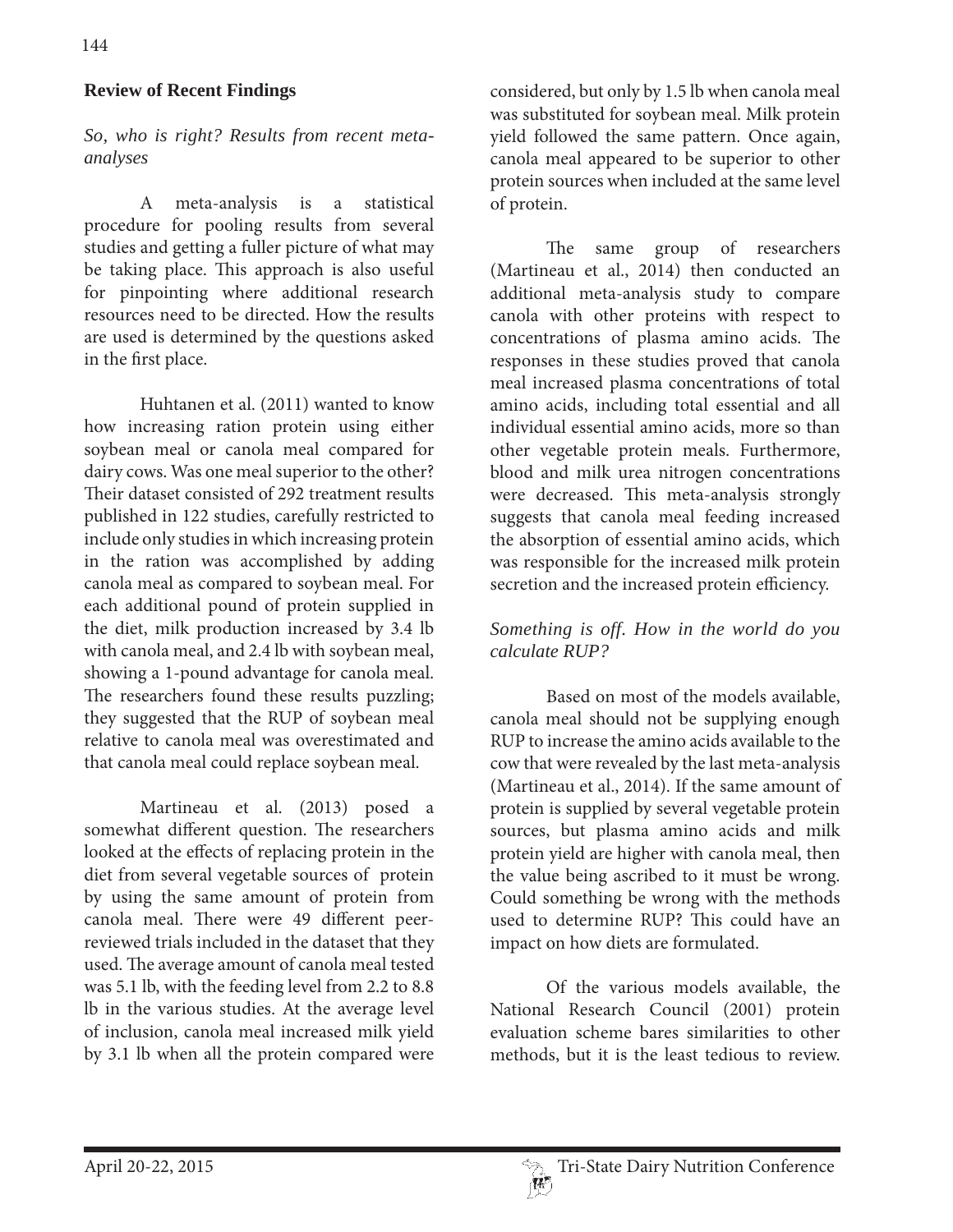## Review of Recent Findings

### *So, who is right? Results from recent meta-analyses*

A meta-analysis is a statistical procedure for pooling results from several studies and getting a fuller picture of what may be taking place. This approach is also useful for pinpointing where additional research resources need to be directed. How the results are used is determined by the questions asked in the first place.

Huhtanen et al. (2011) wanted to know how increasing ration protein using either soybean meal or canola meal compared for dairy cows. Was one meal superior to the other? Their dataset consisted of 292 treatment results published in 122 studies, carefully restricted to include only studies in which increasing protein in the ration was accomplished by adding canola meal as compared to soybean meal. For each additional pound of protein supplied in the diet, milk production increased by 3.4 lb with canola meal, and 2.4 lb with soybean meal, showing a 1-pound advantage for canola meal. The researchers found these results puzzling; they suggested that the RUP of soybean meal relative to canola meal was overestimated and that canola meal could replace soybean meal.

Martineau et al. (2013) posed a somewhat different question. The researchers looked at the effects of replacing protein in the diet from several vegetable sources of protein by using the same amount of protein from canola meal. There were 49 different peer-reviewed trials included in the dataset that they used. The average amount of canola meal tested was 5.1 lb, with the feeding level from 2.2 to 8.8 lb in the various studies. At the average level of inclusion, canola meal increased milk yield by 3.1 lb when all the protein compared were considered, but only by 1.5 lb when canola meal was substituted for soybean meal. Milk protein yield followed the same pattern. Once again, canola meal appeared to be superior to other protein sources when included at the same level of protein.

The same group of researchers (Martineau et al., 2014) then conducted an additional meta-analysis study to compare canola with other proteins with respect to concentrations of plasma amino acids. The responses in these studies proved that canola meal increased plasma concentrations of total amino acids, including total essential and all individual essential amino acids, more so than other vegetable protein meals. Furthermore, blood and milk urea nitrogen concentrations were decreased. This meta-analysis strongly suggests that canola meal feeding increased the absorption of essential amino acids, which was responsible for the increased milk protein secretion and the increased protein efficiency.

### *Something is off. How in the world do you calculate RUP?*

Based on most of the models available, canola meal should not be supplying enough RUP to increase the amino acids available to the cow that were revealed by the last meta-analysis (Martineau et al., 2014). If the same amount of protein is supplied by several vegetable protein sources, but plasma amino acids and milk protein yield are higher with canola meal, then the value being ascribed to it must be wrong. Could something be wrong with the methods used to determine RUP? This could have an impact on how diets are formulated.

Of the various models available, the National Research Council (2001) protein evaluation scheme bares similarities to other methods, but it is the least tedious to review.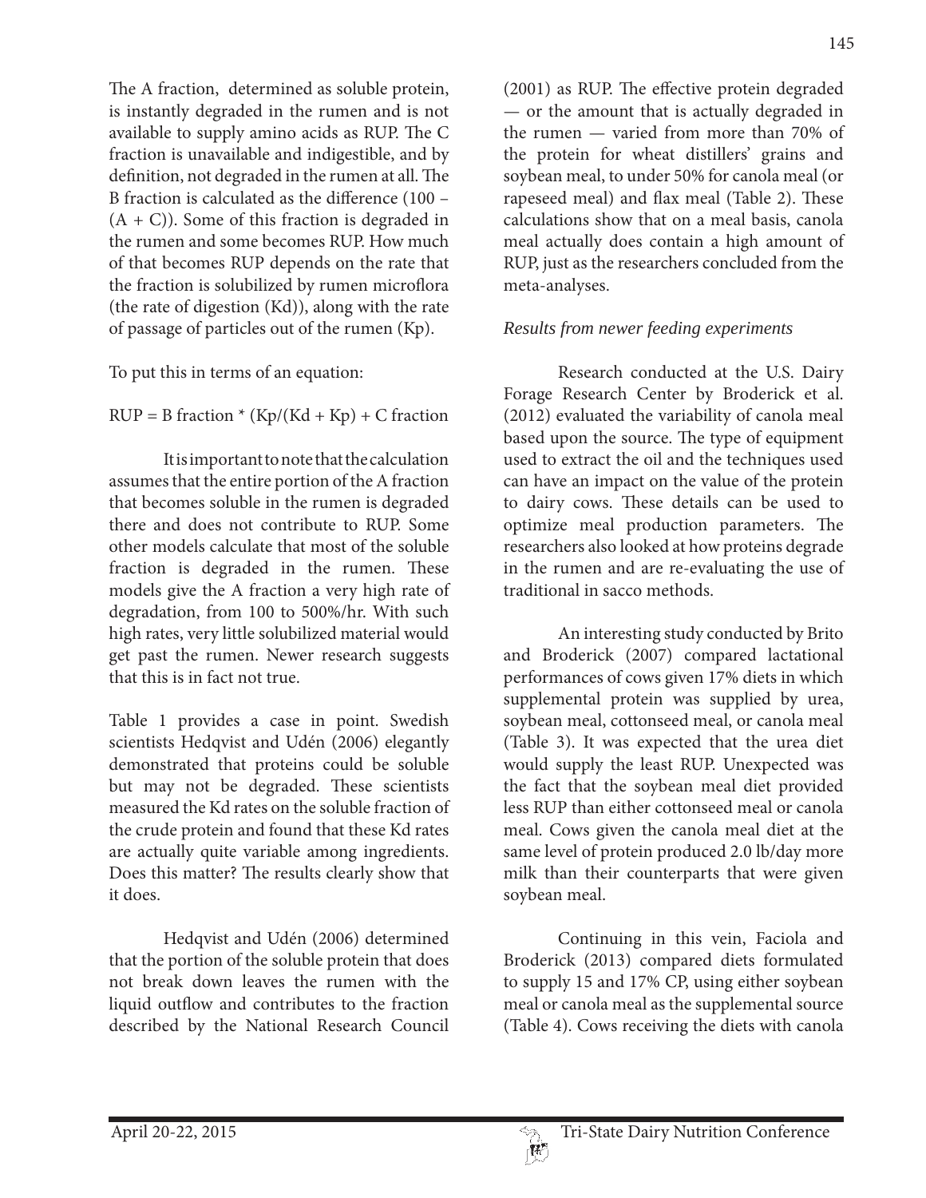The A fraction, determined as soluble protein, is instantly degraded in the rumen and is not available to supply amino acids as RUP. The C fraction is unavailable and indigestible, and by definition, not degraded in the rumen at all. The B fraction is calculated as the difference (100 – (A + C)). Some of this fraction is degraded in the rumen and some becomes RUP. How much of that becomes RUP depends on the rate that the fraction is solubilized by rumen microflora (the rate of digestion (Kd)), along with the rate of passage of particles out of the rumen (Kp).

To put this in terms of an equation:

$$\text{RUP} = \text{B fraction} * (\text{Kp}/(\text{Kd} + \text{Kp}) + \text{C fraction}$$

It is important to note that the calculation assumes that the entire portion of the A fraction that becomes soluble in the rumen is degraded there and does not contribute to RUP. Some other models calculate that most of the soluble fraction is degraded in the rumen. These models give the A fraction a very high rate of degradation, from 100 to 500%/hr. With such high rates, very little solubilized material would get past the rumen. Newer research suggests that this is in fact not true.

Table 1 provides a case in point. Swedish scientists Hedqvist and Udén (2006) elegantly demonstrated that proteins could be soluble but may not be degraded. These scientists measured the Kd rates on the soluble fraction of the crude protein and found that these Kd rates are actually quite variable among ingredients. Does this matter? The results clearly show that it does.

Hedqvist and Udén (2006) determined that the portion of the soluble protein that does not break down leaves the rumen with the liquid outflow and contributes to the fraction described by the National Research Council (2001) as RUP. The effective protein degraded — or the amount that is actually degraded in the rumen — varied from more than 70% of the protein for wheat distillers' grains and soybean meal, to under 50% for canola meal (or rapeseed meal) and flax meal (Table 2). These calculations show that on a meal basis, canola meal actually does contain a high amount of RUP, just as the researchers concluded from the meta-analyses.

### *Results from newer feeding experiments*

Research conducted at the U.S. Dairy Forage Research Center by Broderick et al. (2012) evaluated the variability of canola meal based upon the source. The type of equipment used to extract the oil and the techniques used can have an impact on the value of the protein to dairy cows. These details can be used to optimize meal production parameters. The researchers also looked at how proteins degrade in the rumen and are re-evaluating the use of traditional in sacco methods.

An interesting study conducted by Brito and Broderick (2007) compared lactational performances of cows given 17% diets in which supplemental protein was supplied by urea, soybean meal, cottonseed meal, or canola meal (Table 3). It was expected that the urea diet would supply the least RUP. Unexpected was the fact that the soybean meal diet provided less RUP than either cottonseed meal or canola meal. Cows given the canola meal diet at the same level of protein produced 2.0 lb/day more milk than their counterparts that were given soybean meal.

Continuing in this vein, Faciola and Broderick (2013) compared diets formulated to supply 15 and 17% CP, using either soybean meal or canola meal as the supplemental source (Table 4). Cows receiving the diets with canola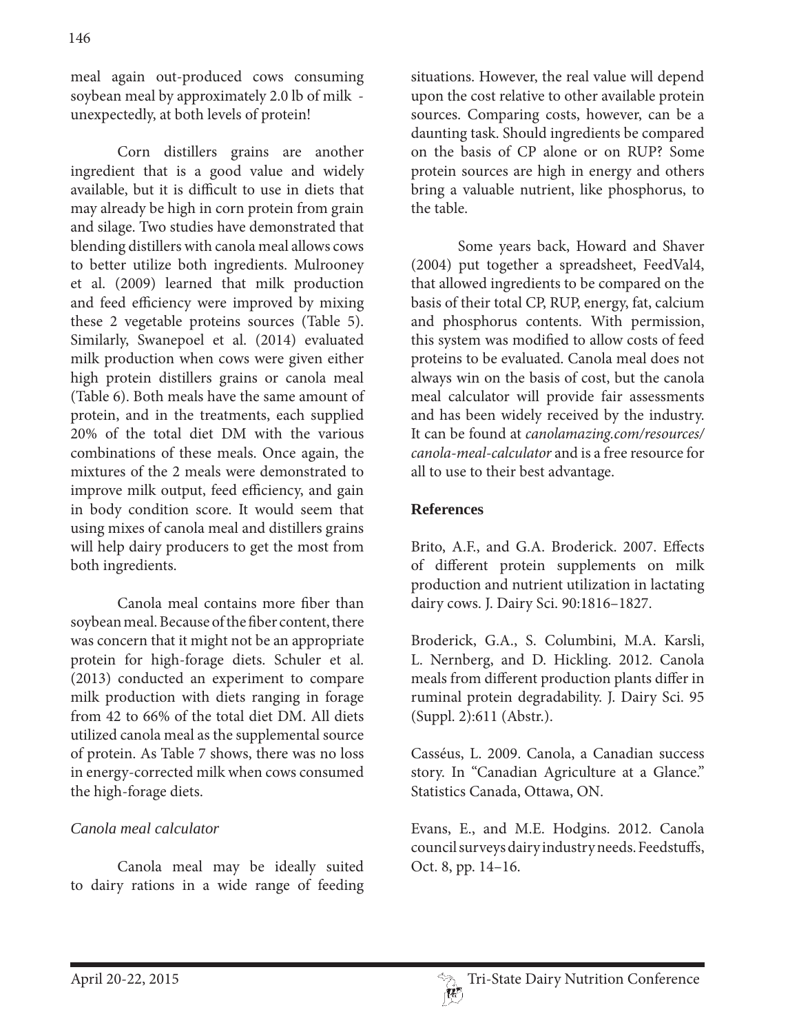meal again out-produced cows consuming soybean meal by approximately 2.0 lb of milk - unexpectedly, at both levels of protein!

Corn distillers grains are another ingredient that is a good value and widely available, but it is difficult to use in diets that may already be high in corn protein from grain and silage. Two studies have demonstrated that blending distillers with canola meal allows cows to better utilize both ingredients. Mulrooney et al. (2009) learned that milk production and feed efficiency were improved by mixing these 2 vegetable proteins sources (Table 5). Similarly, Swanepoel et al. (2014) evaluated milk production when cows were given either high protein distillers grains or canola meal (Table 6). Both meals have the same amount of protein, and in the treatments, each supplied 20% of the total diet DM with the various combinations of these meals. Once again, the mixtures of the 2 meals were demonstrated to improve milk output, feed efficiency, and gain in body condition score. It would seem that using mixes of canola meal and distillers grains will help dairy producers to get the most from both ingredients.

Canola meal contains more fiber than soybean meal. Because of the fiber content, there was concern that it might not be an appropriate protein for high-forage diets. Schuler et al. (2013) conducted an experiment to compare milk production with diets ranging in forage from 42 to 66% of the total diet DM. All diets utilized canola meal as the supplemental source of protein. As Table 7 shows, there was no loss in energy-corrected milk when cows consumed the high-forage diets.

### *Canola meal calculator*

Canola meal may be ideally suited to dairy rations in a wide range of feeding situations. However, the real value will depend upon the cost relative to other available protein sources. Comparing costs, however, can be a daunting task. Should ingredients be compared on the basis of CP alone or on RUP? Some protein sources are high in energy and others bring a valuable nutrient, like phosphorus, to the table.

Some years back, Howard and Shaver (2004) put together a spreadsheet, FeedVal4, that allowed ingredients to be compared on the basis of their total CP, RUP, energy, fat, calcium and phosphorus contents. With permission, this system was modified to allow costs of feed proteins to be evaluated. Canola meal does not always win on the basis of cost, but the canola meal calculator will provide fair assessments and has been widely received by the industry. It can be found at *canolamazing.com/resources/canola-meal-calculator* and is a free resource for all to use to their best advantage.

## References

Brito, A.F., and G.A. Broderick. 2007. Effects of different protein supplements on milk production and nutrient utilization in lactating dairy cows. J. Dairy Sci. 90:1816–1827.

Broderick, G.A., S. Columbini, M.A. Karsli, L. Nernberg, and D. Hickling. 2012. Canola meals from different production plants differ in ruminal protein degradability. J. Dairy Sci. 95 (Suppl. 2):611 (Abstr.).

Casséus, L. 2009. Canola, a Canadian success story. In "Canadian Agriculture at a Glance." Statistics Canada, Ottawa, ON.

Evans, E., and M.E. Hodgins. 2012. Canola council surveys dairy industry needs. Feedstuffs, Oct. 8, pp. 14–16.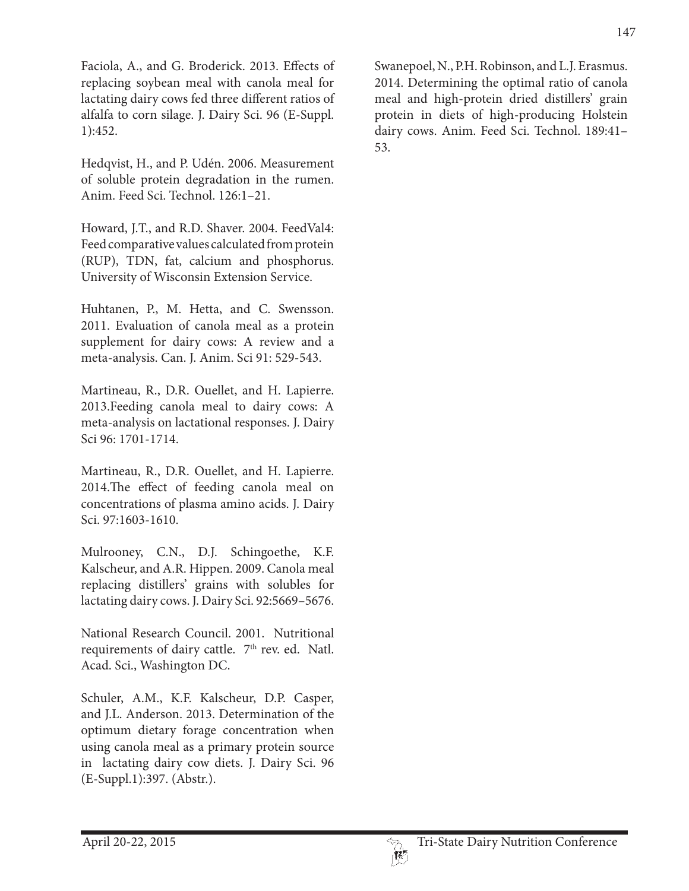Faciola, A., and G. Broderick. 2013. Effects of replacing soybean meal with canola meal for lactating dairy cows fed three different ratios of alfalfa to corn silage. J. Dairy Sci. 96 (E-Suppl. 1):452.

Hedqvist, H., and P. Udén. 2006. Measurement of soluble protein degradation in the rumen. Anim. Feed Sci. Technol. 126:1–21.

Howard, J.T., and R.D. Shaver. 2004. FeedVal4: Feed comparative values calculated from protein (RUP), TDN, fat, calcium and phosphorus. University of Wisconsin Extension Service.

Huhtanen, P., M. Hetta, and C. Swensson. 2011. Evaluation of canola meal as a protein supplement for dairy cows: A review and a meta-analysis. Can. J. Anim. Sci 91: 529-543.

Martineau, R., D.R. Ouellet, and H. Lapierre. 2013.Feeding canola meal to dairy cows: A meta-analysis on lactational responses. J. Dairy Sci 96: 1701-1714.

Martineau, R., D.R. Ouellet, and H. Lapierre. 2014.The effect of feeding canola meal on concentrations of plasma amino acids. J. Dairy Sci. 97:1603-1610.

Mulrooney, C.N., D.J. Schingoethe, K.F. Kalscheur, and A.R. Hippen. 2009. Canola meal replacing distillers' grains with solubles for lactating dairy cows. J. Dairy Sci. 92:5669–5676.

National Research Council. 2001. Nutritional requirements of dairy cattle. 7th rev. ed. Natl. Acad. Sci., Washington DC.

Schuler, A.M., K.F. Kalscheur, D.P. Casper, and J.L. Anderson. 2013. Determination of the optimum dietary forage concentration when using canola meal as a primary protein source in lactating dairy cow diets. J. Dairy Sci. 96 (E-Suppl.1):397. (Abstr.).

Swanepoel, N., P.H. Robinson, and L.J. Erasmus. 2014. Determining the optimal ratio of canola meal and high-protein dried distillers' grain protein in diets of high-producing Holstein dairy cows. Anim. Feed Sci. Technol. 189:41–53.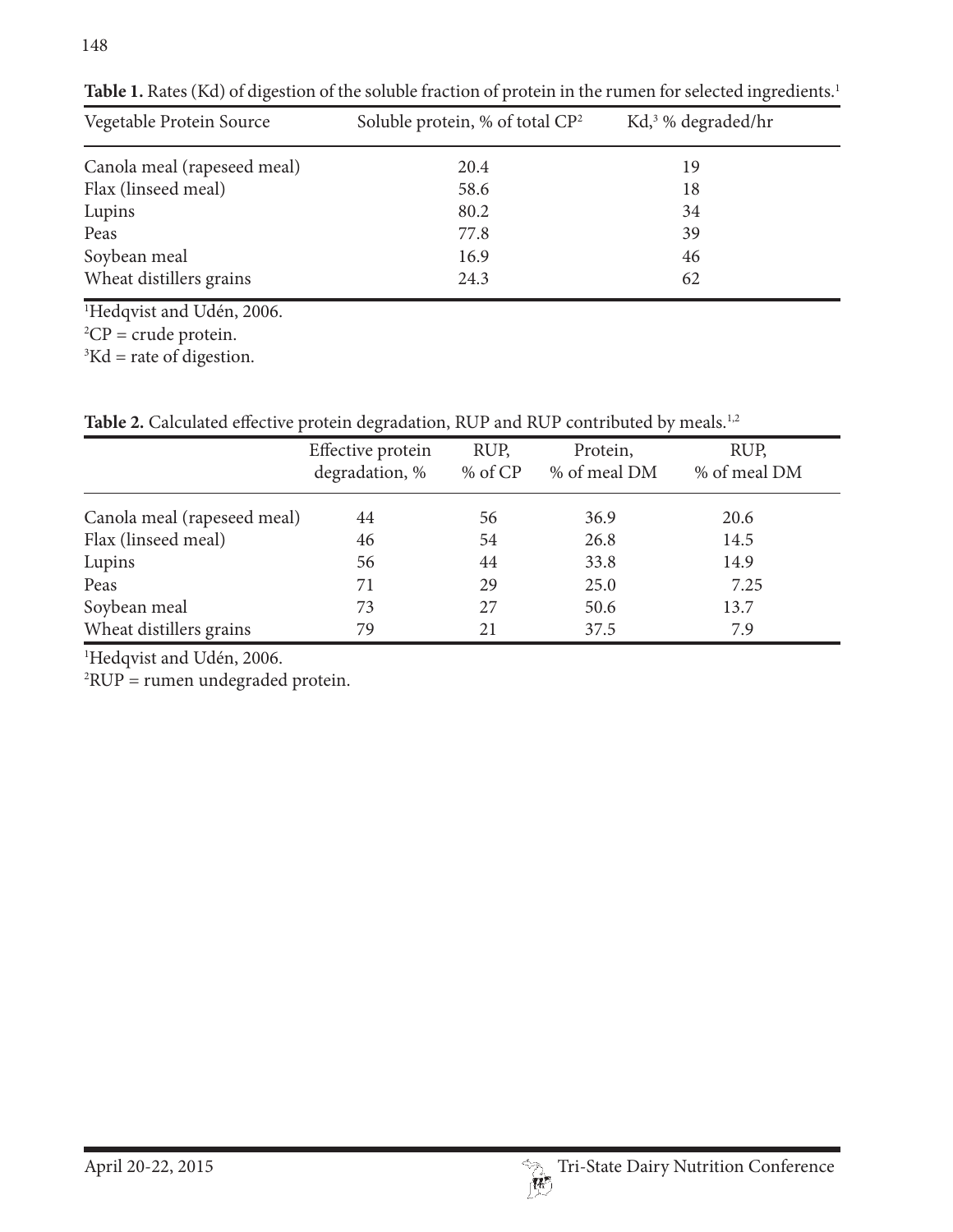**Table 1.** Rates (Kd) of digestion of the soluble fraction of protein in the rumen for selected ingredients.[1]

| Vegetable Protein Source | Soluble protein, % of total CP[2] | Kd,[3] % degraded/hr |
|---|---|---|
| Canola meal (rapeseed meal) | 20.4 | 19 |
| Flax (linseed meal) | 58.6 | 18 |
| Lupins | 80.2 | 34 |
| Peas | 77.8 | 39 |
| Soybean meal | 16.9 | 46 |
| Wheat distillers grains | 24.3 | 62 |

[1]Hedqvist and Udén, 2006.
[2]CP = crude protein.
[3]Kd = rate of digestion.

**Table 2.** Calculated effective protein degradation, RUP and RUP contributed by meals.[1,2]

| | Effective protein degradation, % | RUP, % of CP | Protein, % of meal DM | RUP, % of meal DM |
|---|---|---|---|---|
| Canola meal (rapeseed meal) | 44 | 56 | 36.9 | 20.6 |
| Flax (linseed meal) | 46 | 54 | 26.8 | 14.5 |
| Lupins | 56 | 44 | 33.8 | 14.9 |
| Peas | 71 | 29 | 25.0 | 7.25 |
| Soybean meal | 73 | 27 | 50.6 | 13.7 |
| Wheat distillers grains | 79 | 21 | 37.5 | 7.9 |

[1]Hedqvist and Udén, 2006.
[2]RUP = rumen undegraded protein.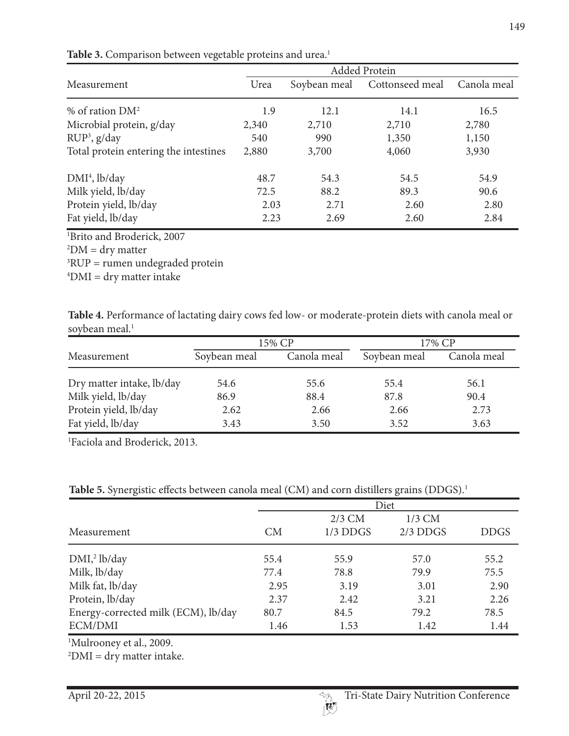**Table 3.** Comparison between vegetable proteins and urea.[1]

| Measurement | Added Protein | | | |
|---|---|---|---|---|
| | Urea | Soybean meal | Cottonseed meal | Canola meal |
| % of ration DM[2] | 1.9 | 12.1 | 14.1 | 16.5 |
| Microbial protein, g/day | 2,340 | 2,710 | 2,710 | 2,780 |
| RUP[3], g/day | 540 | 990 | 1,350 | 1,150 |
| Total protein entering the intestines | 2,880 | 3,700 | 4,060 | 3,930 |
| DMI[4], lb/day | 48.7 | 54.3 | 54.5 | 54.9 |
| Milk yield, lb/day | 72.5 | 88.2 | 89.3 | 90.6 |
| Protein yield, lb/day | 2.03 | 2.71 | 2.60 | 2.80 |
| Fat yield, lb/day | 2.23 | 2.69 | 2.60 | 2.84 |

[1]Brito and Broderick, 2007
[2]DM = dry matter
[3]RUP = rumen undegraded protein
[4]DMI = dry matter intake

**Table 4.** Performance of lactating dairy cows fed low- or moderate-protein diets with canola meal or soybean meal.[1]

| Measurement | 15% CP | | 17% CP | |
|---|---|---|---|---|
| | Soybean meal | Canola meal | Soybean meal | Canola meal |
| Dry matter intake, lb/day | 54.6 | 55.6 | 55.4 | 56.1 |
| Milk yield, lb/day | 86.9 | 88.4 | 87.8 | 90.4 |
| Protein yield, lb/day | 2.62 | 2.66 | 2.66 | 2.73 |
| Fat yield, lb/day | 3.43 | 3.50 | 3.52 | 3.63 |

[1]Faciola and Broderick, 2013.

**Table 5.** Synergistic effects between canola meal (CM) and corn distillers grains (DDGS).[1]

| Measurement | Diet | | | |
|---|---|---|---|---|
| | CM | 2/3 CM 1/3 DDGS | 1/3 CM 2/3 DDGS | DDGS |
| DMI,[2] lb/day | 55.4 | 55.9 | 57.0 | 55.2 |
| Milk, lb/day | 77.4 | 78.8 | 79.9 | 75.5 |
| Milk fat, lb/day | 2.95 | 3.19 | 3.01 | 2.90 |
| Protein, lb/day | 2.37 | 2.42 | 3.21 | 2.26 |
| Energy-corrected milk (ECM), lb/day | 80.7 | 84.5 | 79.2 | 78.5 |
| ECM/DMI | 1.46 | 1.53 | 1.42 | 1.44 |

[1]Mulrooney et al., 2009.
[2]DMI = dry matter intake.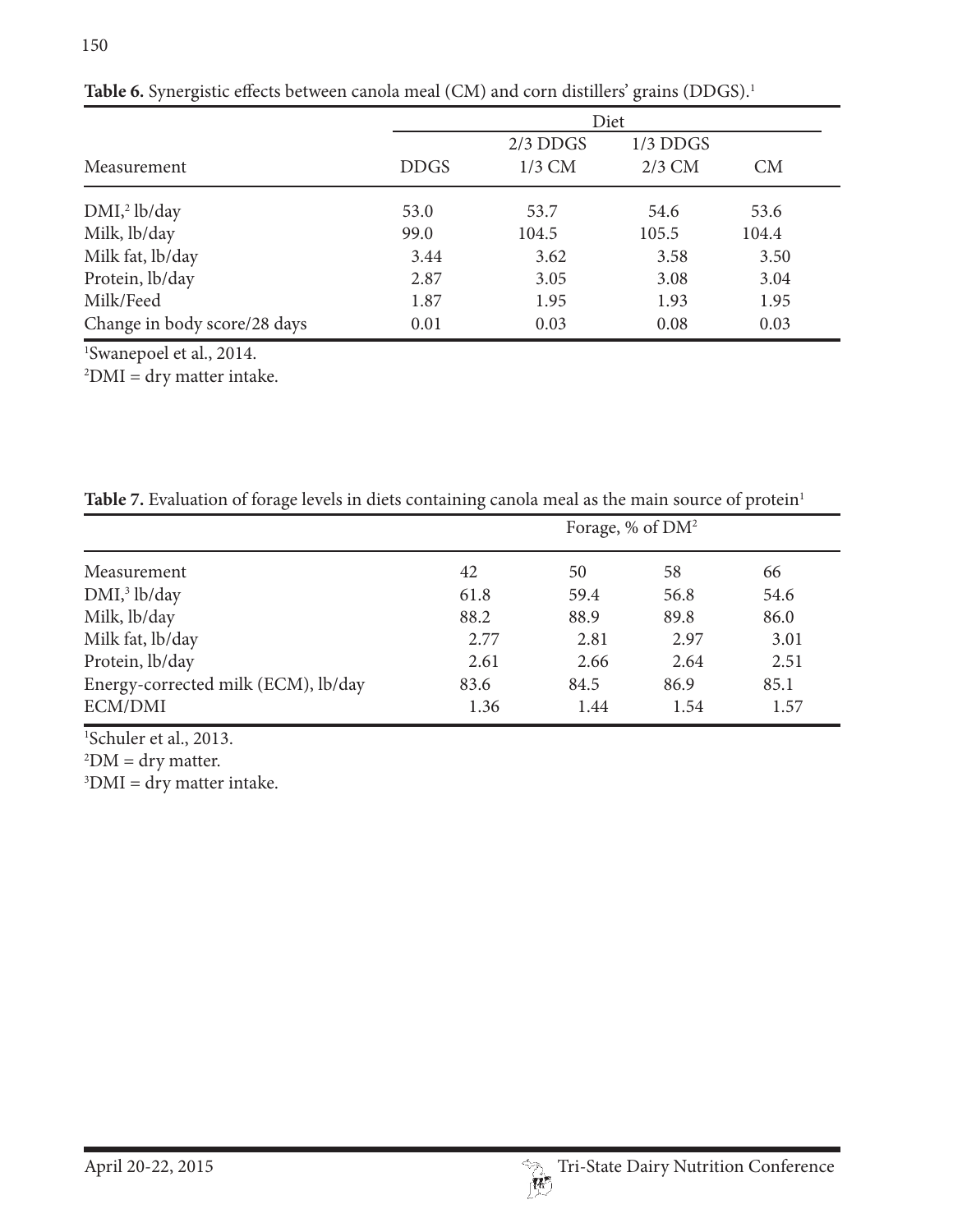**Table 6.** Synergistic effects between canola meal (CM) and corn distillers' grains (DDGS).[1]

| | Diet | | | |
|---|---|---|---|---|
| Measurement | DDGS | 2/3 DDGS 1/3 CM | 1/3 DDGS 2/3 CM | CM |
| DMI,[2] lb/day | 53.0 | 53.7 | 54.6 | 53.6 |
| Milk, lb/day | 99.0 | 104.5 | 105.5 | 104.4 |
| Milk fat, lb/day | 3.44 | 3.62 | 3.58 | 3.50 |
| Protein, lb/day | 2.87 | 3.05 | 3.08 | 3.04 |
| Milk/Feed | 1.87 | 1.95 | 1.93 | 1.95 |
| Change in body score/28 days | 0.01 | 0.03 | 0.08 | 0.03 |

[1]Swanepoel et al., 2014.
[2]DMI = dry matter intake.

**Table 7.** Evaluation of forage levels in diets containing canola meal as the main source of protein[1]

| | Forage, % of DM[2] | | | |
|---|---|---|---|---|
| Measurement | 42 | 50 | 58 | 66 |
| DMI,[3] lb/day | 61.8 | 59.4 | 56.8 | 54.6 |
| Milk, lb/day | 88.2 | 88.9 | 89.8 | 86.0 |
| Milk fat, lb/day | 2.77 | 2.81 | 2.97 | 3.01 |
| Protein, lb/day | 2.61 | 2.66 | 2.64 | 2.51 |
| Energy-corrected milk (ECM), lb/day | 83.6 | 84.5 | 86.9 | 85.1 |
| ECM/DMI | 1.36 | 1.44 | 1.54 | 1.57 |

[1]Schuler et al., 2013.
[2]DM = dry matter.
[3]DMI = dry matter intake.